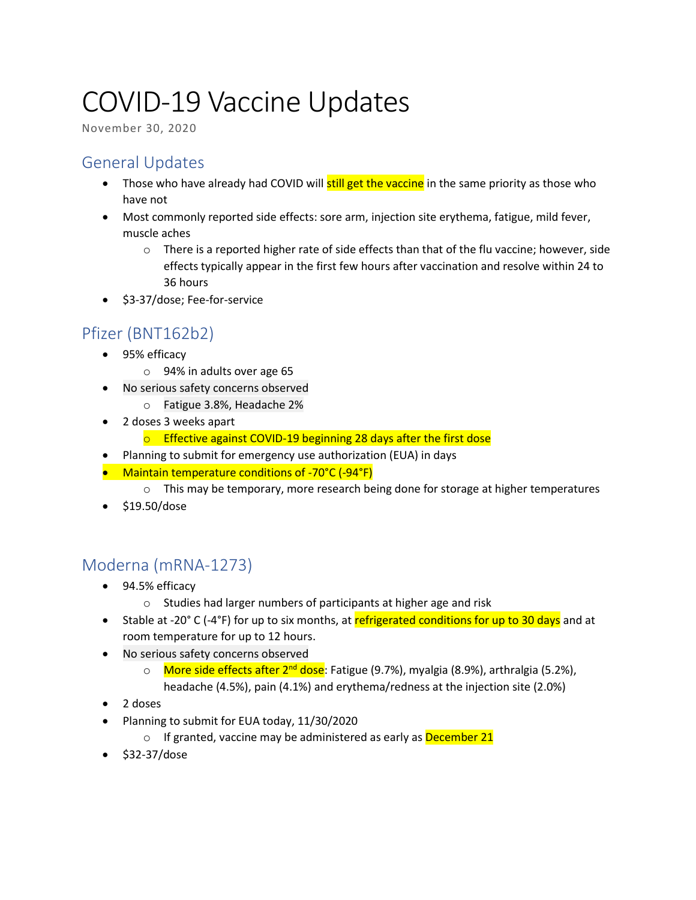# COVID-19 Vaccine Updates

November 30, 2020

## General Updates

- Those who have already had COVID will still get the vaccine in the same priority as those who have not
- Most commonly reported side effects: sore arm, injection site erythema, fatigue, mild fever, muscle aches
    - There is a reported higher rate of side effects than that of the flu vaccine; however, side effects typically appear in the first few hours after vaccination and resolve within 24 to 36 hours
- $3-37/dose; Fee-for-service

## Pfizer (BNT162b2)

- 95% efficacy
    - 94% in adults over age 65
- No serious safety concerns observed
    - Fatigue 3.8%, Headache 2%
- 2 doses 3 weeks apart
    - Effective against COVID-19 beginning 28 days after the first dose
- Planning to submit for emergency use authorization (EUA) in days
- Maintain temperature conditions of -70°C (-94°F)
    - This may be temporary, more research being done for storage at higher temperatures
- $19.50/dose

## Moderna (mRNA-1273)

- 94.5% efficacy
    - Studies had larger numbers of participants at higher age and risk
- Stable at -20° C (-4°F) for up to six months, at refrigerated conditions for up to 30 days and at room temperature for up to 12 hours.
- No serious safety concerns observed
    - More side effects after 2nd dose: Fatigue (9.7%), myalgia (8.9%), arthralgia (5.2%), headache (4.5%), pain (4.1%) and erythema/redness at the injection site (2.0%)
- 2 doses
- Planning to submit for EUA today, 11/30/2020
    - If granted, vaccine may be administered as early as December 21
- $32-37/dose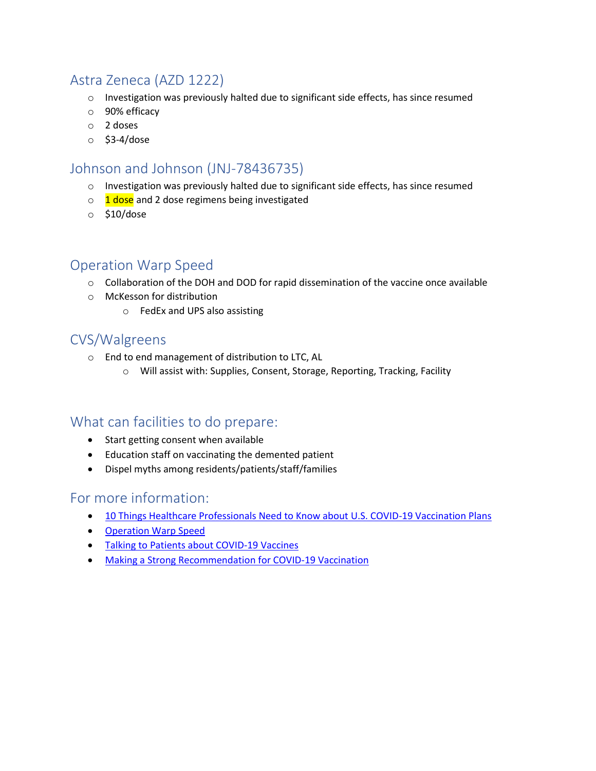## Astra Zeneca (AZD 1222)

- Investigation was previously halted due to significant side effects, has since resumed
- 90% efficacy
- 2 doses
- $3-4/dose

## Johnson and Johnson (JNJ-78436735)

- Investigation was previously halted due to significant side effects, has since resumed
- 1 dose and 2 dose regimens being investigated
- $10/dose

## Operation Warp Speed

- Collaboration of the DOH and DOD for rapid dissemination of the vaccine once available
- McKesson for distribution
  - FedEx and UPS also assisting

## CVS/Walgreens

- End to end management of distribution to LTC, AL
  - Will assist with: Supplies, Consent, Storage, Reporting, Tracking, Facility

## What can facilities to do prepare:

- Start getting consent when available
- Education staff on vaccinating the demented patient
- Dispel myths among residents/patients/staff/families

## For more information:

- 10 Things Healthcare Professionals Need to Know about U.S. COVID-19 Vaccination Plans
- Operation Warp Speed
- Talking to Patients about COVID-19 Vaccines
- Making a Strong Recommendation for COVID-19 Vaccination